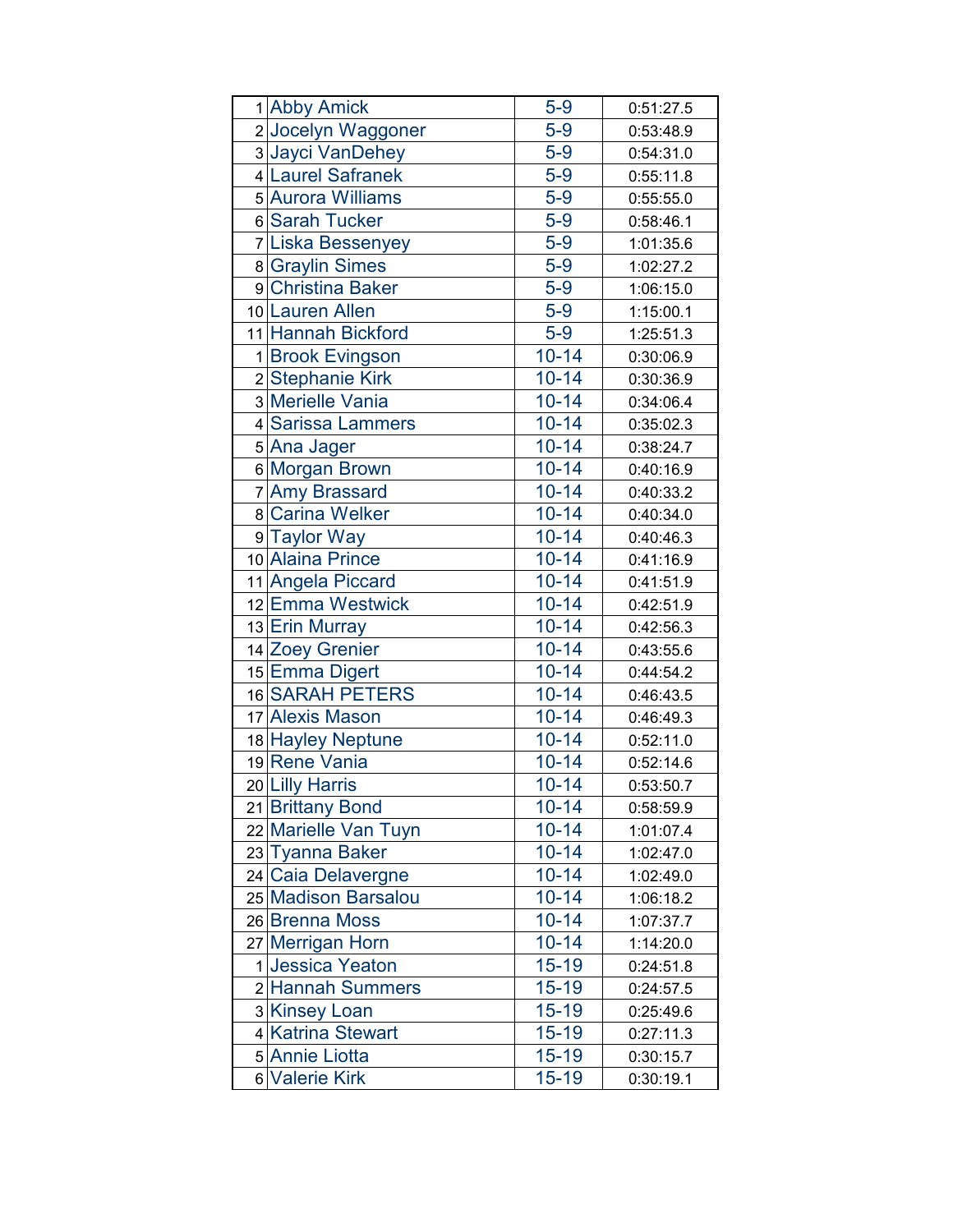| | | | |
|---|---|---|---|
| 1 | Abby Amick | 5-9 | 0:51:27.5 |
| 2 | Jocelyn Waggoner | 5-9 | 0:53:48.9 |
| 3 | Jayci VanDehey | 5-9 | 0:54:31.0 |
| 4 | Laurel Safranek | 5-9 | 0:55:11.8 |
| 5 | Aurora Williams | 5-9 | 0:55:55.0 |
| 6 | Sarah Tucker | 5-9 | 0:58:46.1 |
| 7 | Liska Bessenyey | 5-9 | 1:01:35.6 |
| 8 | Graylin Simes | 5-9 | 1:02:27.2 |
| 9 | Christina Baker | 5-9 | 1:06:15.0 |
| 10 | Lauren Allen | 5-9 | 1:15:00.1 |
| 11 | Hannah Bickford | 5-9 | 1:25:51.3 |
| 1 | Brook Evingson | 10-14 | 0:30:06.9 |
| 2 | Stephanie Kirk | 10-14 | 0:30:36.9 |
| 3 | Merielle Vania | 10-14 | 0:34:06.4 |
| 4 | Sarissa Lammers | 10-14 | 0:35:02.3 |
| 5 | Ana Jager | 10-14 | 0:38:24.7 |
| 6 | Morgan Brown | 10-14 | 0:40:16.9 |
| 7 | Amy Brassard | 10-14 | 0:40:33.2 |
| 8 | Carina Welker | 10-14 | 0:40:34.0 |
| 9 | Taylor Way | 10-14 | 0:40:46.3 |
| 10 | Alaina Prince | 10-14 | 0:41:16.9 |
| 11 | Angela Piccard | 10-14 | 0:41:51.9 |
| 12 | Emma Westwick | 10-14 | 0:42:51.9 |
| 13 | Erin Murray | 10-14 | 0:42:56.3 |
| 14 | Zoey Grenier | 10-14 | 0:43:55.6 |
| 15 | Emma Digert | 10-14 | 0:44:54.2 |
| 16 | SARAH PETERS | 10-14 | 0:46:43.5 |
| 17 | Alexis Mason | 10-14 | 0:46:49.3 |
| 18 | Hayley Neptune | 10-14 | 0:52:11.0 |
| 19 | Rene Vania | 10-14 | 0:52:14.6 |
| 20 | Lilly Harris | 10-14 | 0:53:50.7 |
| 21 | Brittany Bond | 10-14 | 0:58:59.9 |
| 22 | Marielle Van Tuyn | 10-14 | 1:01:07.4 |
| 23 | Tyanna Baker | 10-14 | 1:02:47.0 |
| 24 | Caia Delavergne | 10-14 | 1:02:49.0 |
| 25 | Madison Barsalou | 10-14 | 1:06:18.2 |
| 26 | Brenna Moss | 10-14 | 1:07:37.7 |
| 27 | Merrigan Horn | 10-14 | 1:14:20.0 |
| 1 | Jessica Yeaton | 15-19 | 0:24:51.8 |
| 2 | Hannah Summers | 15-19 | 0:24:57.5 |
| 3 | Kinsey Loan | 15-19 | 0:25:49.6 |
| 4 | Katrina Stewart | 15-19 | 0:27:11.3 |
| 5 | Annie Liotta | 15-19 | 0:30:15.7 |
| 6 | Valerie Kirk | 15-19 | 0:30:19.1 |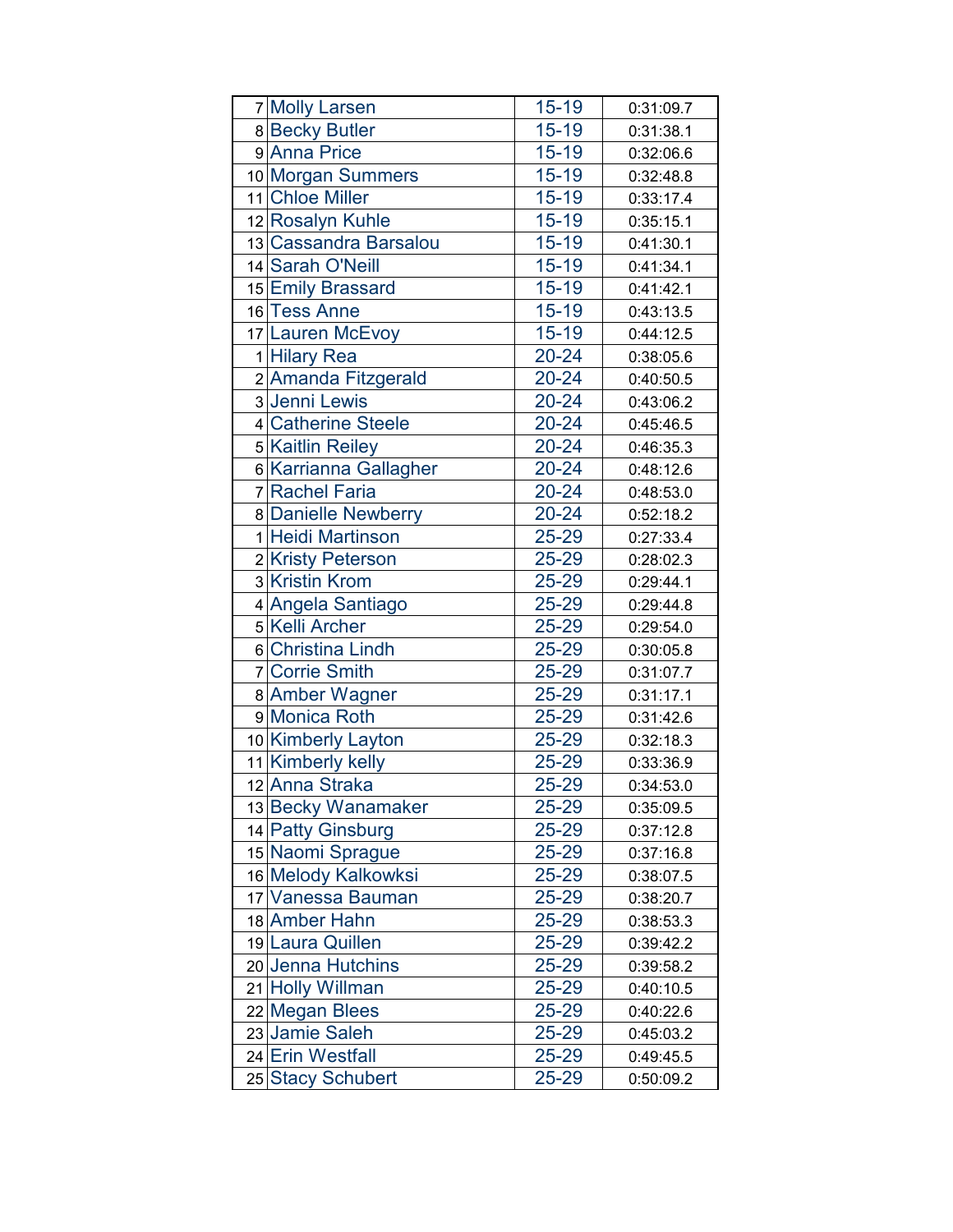| | | | |
|---|---|---|---|
| 7 | Molly Larsen | 15-19 | 0:31:09.7 |
| 8 | Becky Butler | 15-19 | 0:31:38.1 |
| 9 | Anna Price | 15-19 | 0:32:06.6 |
| 10 | Morgan Summers | 15-19 | 0:32:48.8 |
| 11 | Chloe Miller | 15-19 | 0:33:17.4 |
| 12 | Rosalyn Kuhle | 15-19 | 0:35:15.1 |
| 13 | Cassandra Barsalou | 15-19 | 0:41:30.1 |
| 14 | Sarah O'Neill | 15-19 | 0:41:34.1 |
| 15 | Emily Brassard | 15-19 | 0:41:42.1 |
| 16 | Tess Anne | 15-19 | 0:43:13.5 |
| 17 | Lauren McEvoy | 15-19 | 0:44:12.5 |
| 1 | Hilary Rea | 20-24 | 0:38:05.6 |
| 2 | Amanda Fitzgerald | 20-24 | 0:40:50.5 |
| 3 | Jenni Lewis | 20-24 | 0:43:06.2 |
| 4 | Catherine Steele | 20-24 | 0:45:46.5 |
| 5 | Kaitlin Reiley | 20-24 | 0:46:35.3 |
| 6 | Karrianna Gallagher | 20-24 | 0:48:12.6 |
| 7 | Rachel Faria | 20-24 | 0:48:53.0 |
| 8 | Danielle Newberry | 20-24 | 0:52:18.2 |
| 1 | Heidi Martinson | 25-29 | 0:27:33.4 |
| 2 | Kristy Peterson | 25-29 | 0:28:02.3 |
| 3 | Kristin Krom | 25-29 | 0:29:44.1 |
| 4 | Angela Santiago | 25-29 | 0:29:44.8 |
| 5 | Kelli Archer | 25-29 | 0:29:54.0 |
| 6 | Christina Lindh | 25-29 | 0:30:05.8 |
| 7 | Corrie Smith | 25-29 | 0:31:07.7 |
| 8 | Amber Wagner | 25-29 | 0:31:17.1 |
| 9 | Monica Roth | 25-29 | 0:31:42.6 |
| 10 | Kimberly Layton | 25-29 | 0:32:18.3 |
| 11 | Kimberly kelly | 25-29 | 0:33:36.9 |
| 12 | Anna Straka | 25-29 | 0:34:53.0 |
| 13 | Becky Wanamaker | 25-29 | 0:35:09.5 |
| 14 | Patty Ginsburg | 25-29 | 0:37:12.8 |
| 15 | Naomi Sprague | 25-29 | 0:37:16.8 |
| 16 | Melody Kalkowksi | 25-29 | 0:38:07.5 |
| 17 | Vanessa Bauman | 25-29 | 0:38:20.7 |
| 18 | Amber Hahn | 25-29 | 0:38:53.3 |
| 19 | Laura Quillen | 25-29 | 0:39:42.2 |
| 20 | Jenna Hutchins | 25-29 | 0:39:58.2 |
| 21 | Holly Willman | 25-29 | 0:40:10.5 |
| 22 | Megan Blees | 25-29 | 0:40:22.6 |
| 23 | Jamie Saleh | 25-29 | 0:45:03.2 |
| 24 | Erin Westfall | 25-29 | 0:49:45.5 |
| 25 | Stacy Schubert | 25-29 | 0:50:09.2 |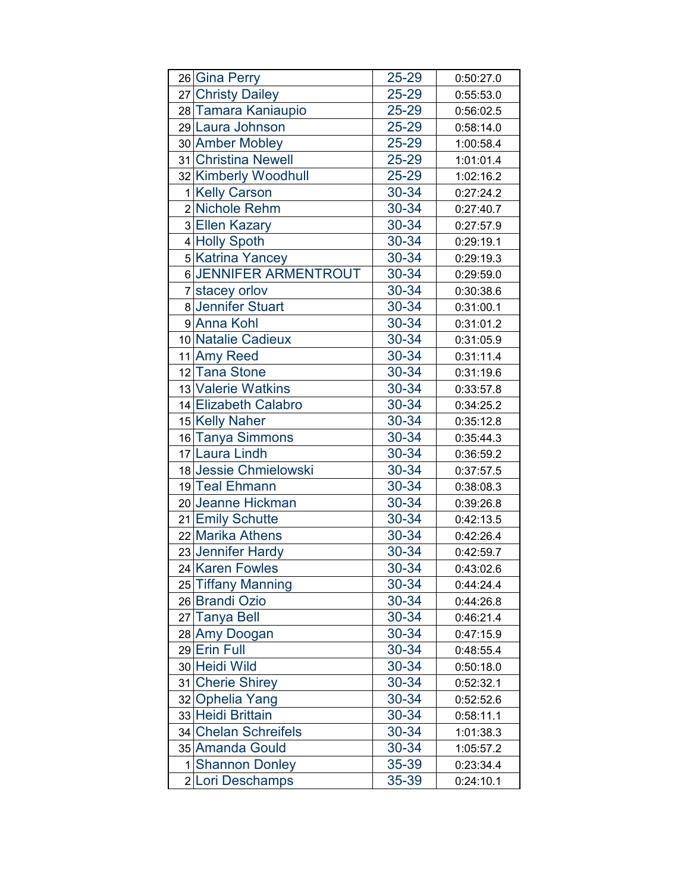| | | | |
|---|---|---|---|
| 26 | Gina Perry | 25-29 | 0:50:27.0 |
| 27 | Christy Dailey | 25-29 | 0:55:53.0 |
| 28 | Tamara Kaniaupio | 25-29 | 0:56:02.5 |
| 29 | Laura Johnson | 25-29 | 0:58:14.0 |
| 30 | Amber Mobley | 25-29 | 1:00:58.4 |
| 31 | Christina Newell | 25-29 | 1:01:01.4 |
| 32 | Kimberly Woodhull | 25-29 | 1:02:16.2 |
| 1 | Kelly Carson | 30-34 | 0:27:24.2 |
| 2 | Nichole Rehm | 30-34 | 0:27:40.7 |
| 3 | Ellen Kazary | 30-34 | 0:27:57.9 |
| 4 | Holly Spoth | 30-34 | 0:29:19.1 |
| 5 | Katrina Yancey | 30-34 | 0:29:19.3 |
| 6 | JENNIFER ARMENTROUT | 30-34 | 0:29:59.0 |
| 7 | stacey orlov | 30-34 | 0:30:38.6 |
| 8 | Jennifer Stuart | 30-34 | 0:31:00.1 |
| 9 | Anna Kohl | 30-34 | 0:31:01.2 |
| 10 | Natalie Cadieux | 30-34 | 0:31:05.9 |
| 11 | Amy Reed | 30-34 | 0:31:11.4 |
| 12 | Tana Stone | 30-34 | 0:31:19.6 |
| 13 | Valerie Watkins | 30-34 | 0:33:57.8 |
| 14 | Elizabeth Calabro | 30-34 | 0:34:25.2 |
| 15 | Kelly Naher | 30-34 | 0:35:12.8 |
| 16 | Tanya Simmons | 30-34 | 0:35:44.3 |
| 17 | Laura Lindh | 30-34 | 0:36:59.2 |
| 18 | Jessie Chmielowski | 30-34 | 0:37:57.5 |
| 19 | Teal Ehmann | 30-34 | 0:38:08.3 |
| 20 | Jeanne Hickman | 30-34 | 0:39:26.8 |
| 21 | Emily Schutte | 30-34 | 0:42:13.5 |
| 22 | Marika Athens | 30-34 | 0:42:26.4 |
| 23 | Jennifer Hardy | 30-34 | 0:42:59.7 |
| 24 | Karen Fowles | 30-34 | 0:43:02.6 |
| 25 | Tiffany Manning | 30-34 | 0:44:24.4 |
| 26 | Brandi Ozio | 30-34 | 0:44:26.8 |
| 27 | Tanya Bell | 30-34 | 0:46:21.4 |
| 28 | Amy Doogan | 30-34 | 0:47:15.9 |
| 29 | Erin Full | 30-34 | 0:48:55.4 |
| 30 | Heidi Wild | 30-34 | 0:50:18.0 |
| 31 | Cherie Shirey | 30-34 | 0:52:32.1 |
| 32 | Ophelia Yang | 30-34 | 0:52:52.6 |
| 33 | Heidi Brittain | 30-34 | 0:58:11.1 |
| 34 | Chelan Schreifels | 30-34 | 1:01:38.3 |
| 35 | Amanda Gould | 30-34 | 1:05:57.2 |
| 1 | Shannon Donley | 35-39 | 0:23:34.4 |
| 2 | Lori Deschamps | 35-39 | 0:24:10.1 |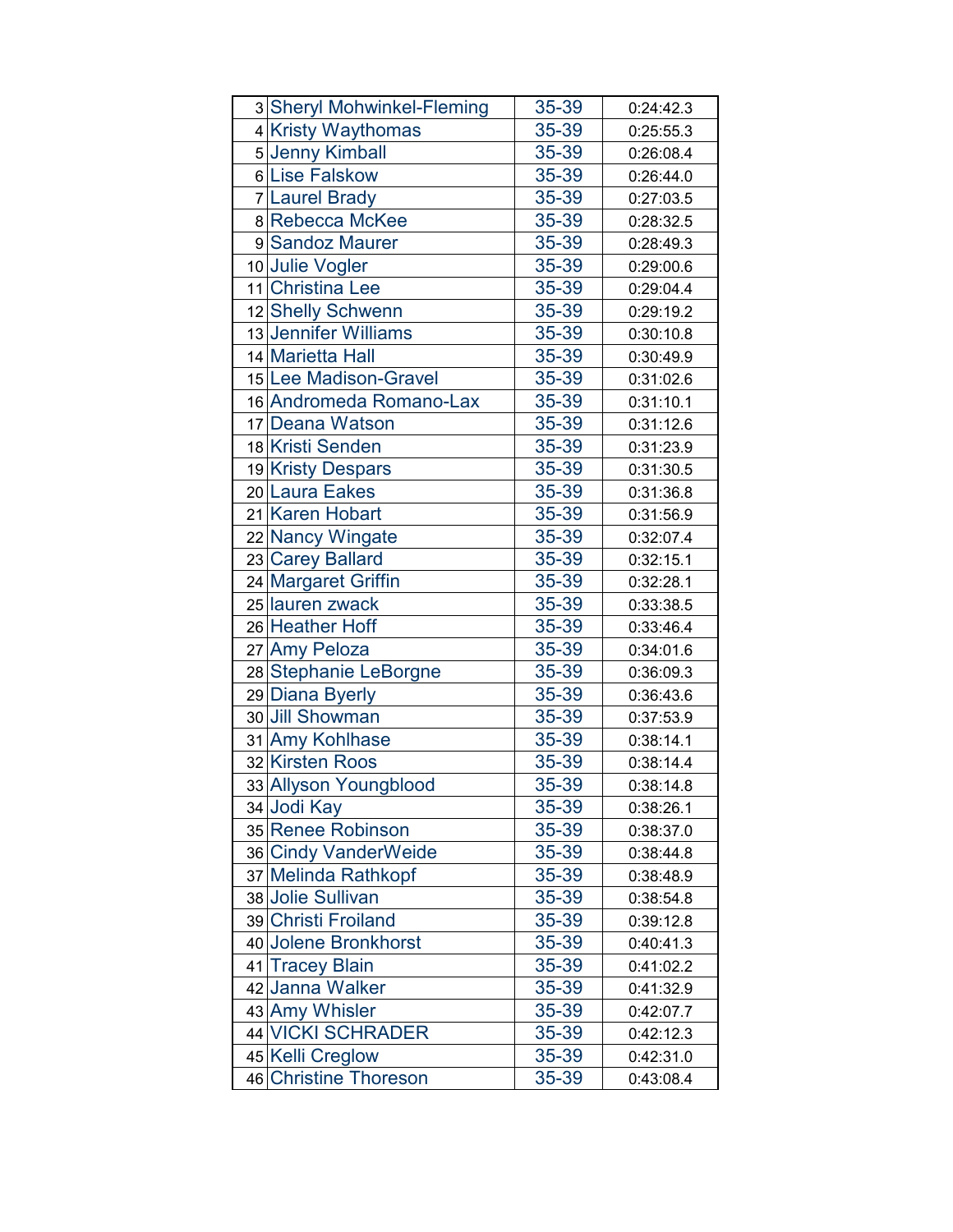| | | | |
|---|---|---|---|
| 3 | Sheryl Mohwinkel-Fleming | 35-39 | 0:24:42.3 |
| 4 | Kristy Waythomas | 35-39 | 0:25:55.3 |
| 5 | Jenny Kimball | 35-39 | 0:26:08.4 |
| 6 | Lise Falskow | 35-39 | 0:26:44.0 |
| 7 | Laurel Brady | 35-39 | 0:27:03.5 |
| 8 | Rebecca McKee | 35-39 | 0:28:32.5 |
| 9 | Sandoz Maurer | 35-39 | 0:28:49.3 |
| 10 | Julie Vogler | 35-39 | 0:29:00.6 |
| 11 | Christina Lee | 35-39 | 0:29:04.4 |
| 12 | Shelly Schwenn | 35-39 | 0:29:19.2 |
| 13 | Jennifer Williams | 35-39 | 0:30:10.8 |
| 14 | Marietta Hall | 35-39 | 0:30:49.9 |
| 15 | Lee Madison-Gravel | 35-39 | 0:31:02.6 |
| 16 | Andromeda Romano-Lax | 35-39 | 0:31:10.1 |
| 17 | Deana Watson | 35-39 | 0:31:12.6 |
| 18 | Kristi Senden | 35-39 | 0:31:23.9 |
| 19 | Kristy Despars | 35-39 | 0:31:30.5 |
| 20 | Laura Eakes | 35-39 | 0:31:36.8 |
| 21 | Karen Hobart | 35-39 | 0:31:56.9 |
| 22 | Nancy Wingate | 35-39 | 0:32:07.4 |
| 23 | Carey Ballard | 35-39 | 0:32:15.1 |
| 24 | Margaret Griffin | 35-39 | 0:32:28.1 |
| 25 | lauren zwack | 35-39 | 0:33:38.5 |
| 26 | Heather Hoff | 35-39 | 0:33:46.4 |
| 27 | Amy Peloza | 35-39 | 0:34:01.6 |
| 28 | Stephanie LeBorgne | 35-39 | 0:36:09.3 |
| 29 | Diana Byerly | 35-39 | 0:36:43.6 |
| 30 | Jill Showman | 35-39 | 0:37:53.9 |
| 31 | Amy Kohlhase | 35-39 | 0:38:14.1 |
| 32 | Kirsten Roos | 35-39 | 0:38:14.4 |
| 33 | Allyson Youngblood | 35-39 | 0:38:14.8 |
| 34 | Jodi Kay | 35-39 | 0:38:26.1 |
| 35 | Renee Robinson | 35-39 | 0:38:37.0 |
| 36 | Cindy VanderWeide | 35-39 | 0:38:44.8 |
| 37 | Melinda Rathkopf | 35-39 | 0:38:48.9 |
| 38 | Jolie Sullivan | 35-39 | 0:38:54.8 |
| 39 | Christi Froiland | 35-39 | 0:39:12.8 |
| 40 | Jolene Bronkhorst | 35-39 | 0:40:41.3 |
| 41 | Tracey Blain | 35-39 | 0:41:02.2 |
| 42 | Janna Walker | 35-39 | 0:41:32.9 |
| 43 | Amy Whisler | 35-39 | 0:42:07.7 |
| 44 | VICKI SCHRADER | 35-39 | 0:42:12.3 |
| 45 | Kelli Creglow | 35-39 | 0:42:31.0 |
| 46 | Christine Thoreson | 35-39 | 0:43:08.4 |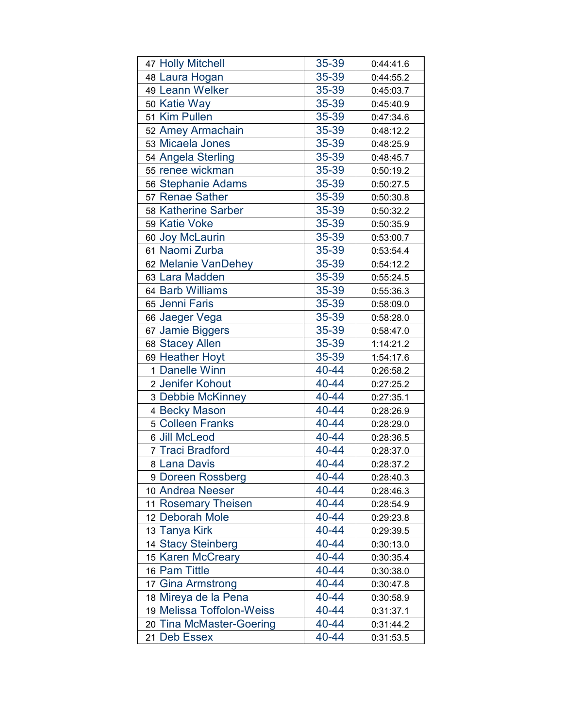| | | | |
|---|---|---|---|
| 47 | Holly Mitchell | 35-39 | 0:44:41.6 |
| 48 | Laura Hogan | 35-39 | 0:44:55.2 |
| 49 | Leann Welker | 35-39 | 0:45:03.7 |
| 50 | Katie Way | 35-39 | 0:45:40.9 |
| 51 | Kim Pullen | 35-39 | 0:47:34.6 |
| 52 | Amey Armachain | 35-39 | 0:48:12.2 |
| 53 | Micaela Jones | 35-39 | 0:48:25.9 |
| 54 | Angela Sterling | 35-39 | 0:48:45.7 |
| 55 | renee wickman | 35-39 | 0:50:19.2 |
| 56 | Stephanie Adams | 35-39 | 0:50:27.5 |
| 57 | Renae Sather | 35-39 | 0:50:30.8 |
| 58 | Katherine Sarber | 35-39 | 0:50:32.2 |
| 59 | Katie Voke | 35-39 | 0:50:35.9 |
| 60 | Joy McLaurin | 35-39 | 0:53:00.7 |
| 61 | Naomi Zurba | 35-39 | 0:53:54.4 |
| 62 | Melanie VanDehey | 35-39 | 0:54:12.2 |
| 63 | Lara Madden | 35-39 | 0:55:24.5 |
| 64 | Barb Williams | 35-39 | 0:55:36.3 |
| 65 | Jenni Faris | 35-39 | 0:58:09.0 |
| 66 | Jaeger Vega | 35-39 | 0:58:28.0 |
| 67 | Jamie Biggers | 35-39 | 0:58:47.0 |
| 68 | Stacey Allen | 35-39 | 1:14:21.2 |
| 69 | Heather Hoyt | 35-39 | 1:54:17.6 |
| 1 | Danelle Winn | 40-44 | 0:26:58.2 |
| 2 | Jenifer Kohout | 40-44 | 0:27:25.2 |
| 3 | Debbie McKinney | 40-44 | 0:27:35.1 |
| 4 | Becky Mason | 40-44 | 0:28:26.9 |
| 5 | Colleen Franks | 40-44 | 0:28:29.0 |
| 6 | Jill McLeod | 40-44 | 0:28:36.5 |
| 7 | Traci Bradford | 40-44 | 0:28:37.0 |
| 8 | Lana Davis | 40-44 | 0:28:37.2 |
| 9 | Doreen Rossberg | 40-44 | 0:28:40.3 |
| 10 | Andrea Neeser | 40-44 | 0:28:46.3 |
| 11 | Rosemary Theisen | 40-44 | 0:28:54.9 |
| 12 | Deborah Mole | 40-44 | 0:29:23.8 |
| 13 | Tanya Kirk | 40-44 | 0:29:39.5 |
| 14 | Stacy Steinberg | 40-44 | 0:30:13.0 |
| 15 | Karen McCreary | 40-44 | 0:30:35.4 |
| 16 | Pam Tittle | 40-44 | 0:30:38.0 |
| 17 | Gina Armstrong | 40-44 | 0:30:47.8 |
| 18 | Mireya de la Pena | 40-44 | 0:30:58.9 |
| 19 | Melissa Toffolon-Weiss | 40-44 | 0:31:37.1 |
| 20 | Tina McMaster-Goering | 40-44 | 0:31:44.2 |
| 21 | Deb Essex | 40-44 | 0:31:53.5 |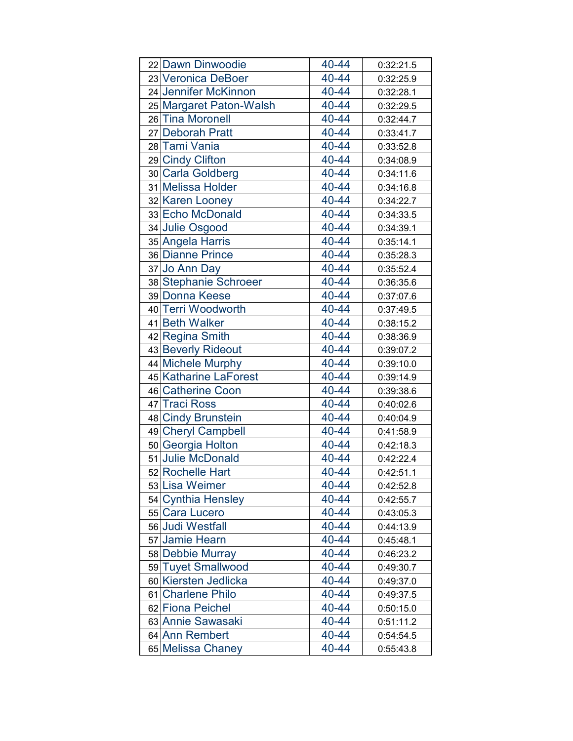| | | | |
|---|---|---|---|
| 22 | Dawn Dinwoodie | 40-44 | 0:32:21.5 |
| 23 | Veronica DeBoer | 40-44 | 0:32:25.9 |
| 24 | Jennifer McKinnon | 40-44 | 0:32:28.1 |
| 25 | Margaret Paton-Walsh | 40-44 | 0:32:29.5 |
| 26 | Tina Moronell | 40-44 | 0:32:44.7 |
| 27 | Deborah Pratt | 40-44 | 0:33:41.7 |
| 28 | Tami Vania | 40-44 | 0:33:52.8 |
| 29 | Cindy Clifton | 40-44 | 0:34:08.9 |
| 30 | Carla Goldberg | 40-44 | 0:34:11.6 |
| 31 | Melissa Holder | 40-44 | 0:34:16.8 |
| 32 | Karen Looney | 40-44 | 0:34:22.7 |
| 33 | Echo McDonald | 40-44 | 0:34:33.5 |
| 34 | Julie Osgood | 40-44 | 0:34:39.1 |
| 35 | Angela Harris | 40-44 | 0:35:14.1 |
| 36 | Dianne Prince | 40-44 | 0:35:28.3 |
| 37 | Jo Ann Day | 40-44 | 0:35:52.4 |
| 38 | Stephanie Schroeer | 40-44 | 0:36:35.6 |
| 39 | Donna Keese | 40-44 | 0:37:07.6 |
| 40 | Terri Woodworth | 40-44 | 0:37:49.5 |
| 41 | Beth Walker | 40-44 | 0:38:15.2 |
| 42 | Regina Smith | 40-44 | 0:38:36.9 |
| 43 | Beverly Rideout | 40-44 | 0:39:07.2 |
| 44 | Michele Murphy | 40-44 | 0:39:10.0 |
| 45 | Katharine LaForest | 40-44 | 0:39:14.9 |
| 46 | Catherine Coon | 40-44 | 0:39:38.6 |
| 47 | Traci Ross | 40-44 | 0:40:02.6 |
| 48 | Cindy Brunstein | 40-44 | 0:40:04.9 |
| 49 | Cheryl Campbell | 40-44 | 0:41:58.9 |
| 50 | Georgia Holton | 40-44 | 0:42:18.3 |
| 51 | Julie McDonald | 40-44 | 0:42:22.4 |
| 52 | Rochelle Hart | 40-44 | 0:42:51.1 |
| 53 | Lisa Weimer | 40-44 | 0:42:52.8 |
| 54 | Cynthia Hensley | 40-44 | 0:42:55.7 |
| 55 | Cara Lucero | 40-44 | 0:43:05.3 |
| 56 | Judi Westfall | 40-44 | 0:44:13.9 |
| 57 | Jamie Hearn | 40-44 | 0:45:48.1 |
| 58 | Debbie Murray | 40-44 | 0:46:23.2 |
| 59 | Tuyet Smallwood | 40-44 | 0:49:30.7 |
| 60 | Kiersten Jedlicka | 40-44 | 0:49:37.0 |
| 61 | Charlene Philo | 40-44 | 0:49:37.5 |
| 62 | Fiona Peichel | 40-44 | 0:50:15.0 |
| 63 | Annie Sawasaki | 40-44 | 0:51:11.2 |
| 64 | Ann Rembert | 40-44 | 0:54:54.5 |
| 65 | Melissa Chaney | 40-44 | 0:55:43.8 |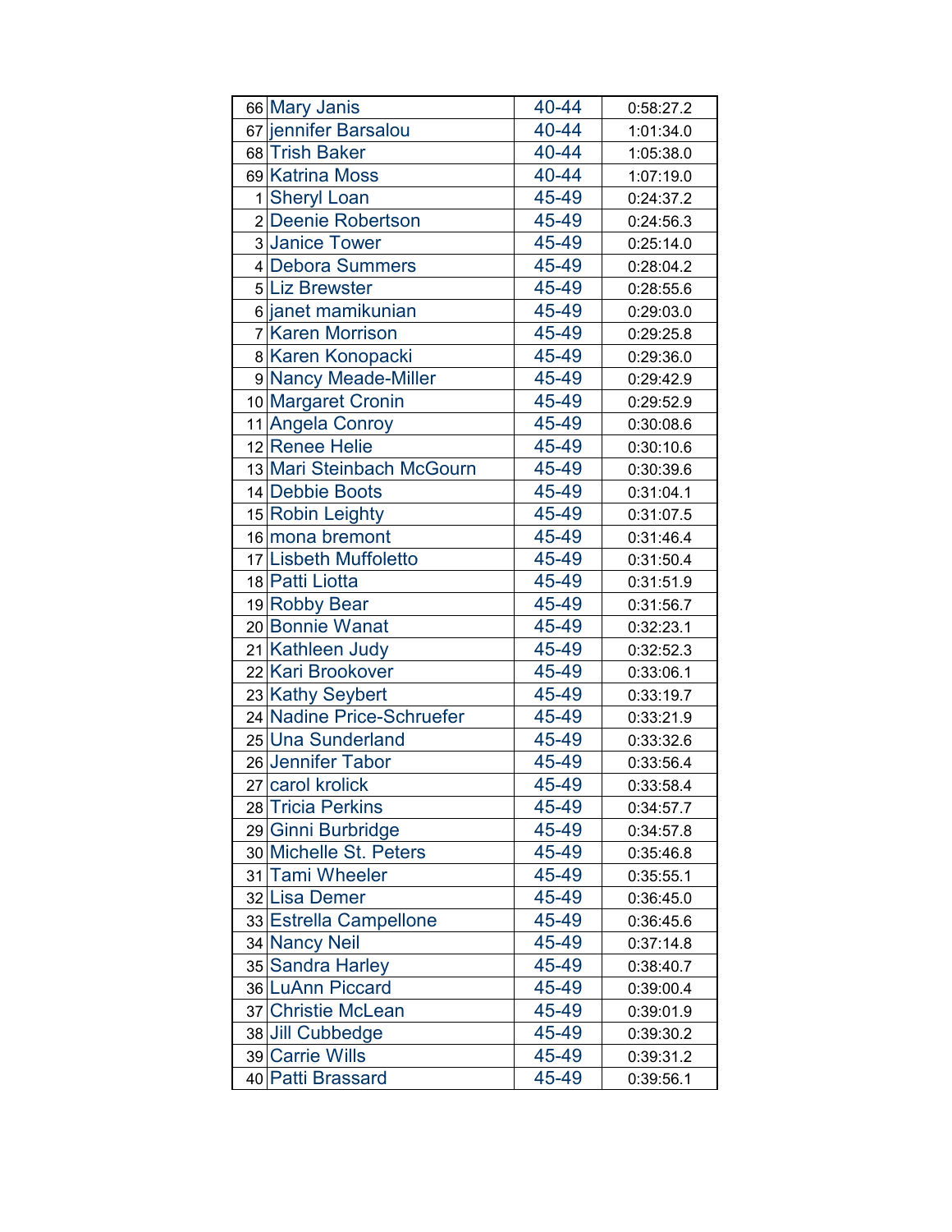| | | | |
|---|---|---|---|
| 66 | Mary Janis | 40-44 | 0:58:27.2 |
| 67 | jennifer Barsalou | 40-44 | 1:01:34.0 |
| 68 | Trish Baker | 40-44 | 1:05:38.0 |
| 69 | Katrina Moss | 40-44 | 1:07:19.0 |
| 1 | Sheryl Loan | 45-49 | 0:24:37.2 |
| 2 | Deenie Robertson | 45-49 | 0:24:56.3 |
| 3 | Janice Tower | 45-49 | 0:25:14.0 |
| 4 | Debora Summers | 45-49 | 0:28:04.2 |
| 5 | Liz Brewster | 45-49 | 0:28:55.6 |
| 6 | janet mamikunian | 45-49 | 0:29:03.0 |
| 7 | Karen Morrison | 45-49 | 0:29:25.8 |
| 8 | Karen Konopacki | 45-49 | 0:29:36.0 |
| 9 | Nancy Meade-Miller | 45-49 | 0:29:42.9 |
| 10 | Margaret Cronin | 45-49 | 0:29:52.9 |
| 11 | Angela Conroy | 45-49 | 0:30:08.6 |
| 12 | Renee Helie | 45-49 | 0:30:10.6 |
| 13 | Mari Steinbach McGourn | 45-49 | 0:30:39.6 |
| 14 | Debbie Boots | 45-49 | 0:31:04.1 |
| 15 | Robin Leighty | 45-49 | 0:31:07.5 |
| 16 | mona bremont | 45-49 | 0:31:46.4 |
| 17 | Lisbeth Muffoletto | 45-49 | 0:31:50.4 |
| 18 | Patti Liotta | 45-49 | 0:31:51.9 |
| 19 | Robby Bear | 45-49 | 0:31:56.7 |
| 20 | Bonnie Wanat | 45-49 | 0:32:23.1 |
| 21 | Kathleen Judy | 45-49 | 0:32:52.3 |
| 22 | Kari Brookover | 45-49 | 0:33:06.1 |
| 23 | Kathy Seybert | 45-49 | 0:33:19.7 |
| 24 | Nadine Price-Schruefer | 45-49 | 0:33:21.9 |
| 25 | Una Sunderland | 45-49 | 0:33:32.6 |
| 26 | Jennifer Tabor | 45-49 | 0:33:56.4 |
| 27 | carol krolick | 45-49 | 0:33:58.4 |
| 28 | Tricia Perkins | 45-49 | 0:34:57.7 |
| 29 | Ginni Burbridge | 45-49 | 0:34:57.8 |
| 30 | Michelle St. Peters | 45-49 | 0:35:46.8 |
| 31 | Tami Wheeler | 45-49 | 0:35:55.1 |
| 32 | Lisa Demer | 45-49 | 0:36:45.0 |
| 33 | Estrella Campellone | 45-49 | 0:36:45.6 |
| 34 | Nancy Neil | 45-49 | 0:37:14.8 |
| 35 | Sandra Harley | 45-49 | 0:38:40.7 |
| 36 | LuAnn Piccard | 45-49 | 0:39:00.4 |
| 37 | Christie McLean | 45-49 | 0:39:01.9 |
| 38 | Jill Cubbedge | 45-49 | 0:39:30.2 |
| 39 | Carrie Wills | 45-49 | 0:39:31.2 |
| 40 | Patti Brassard | 45-49 | 0:39:56.1 |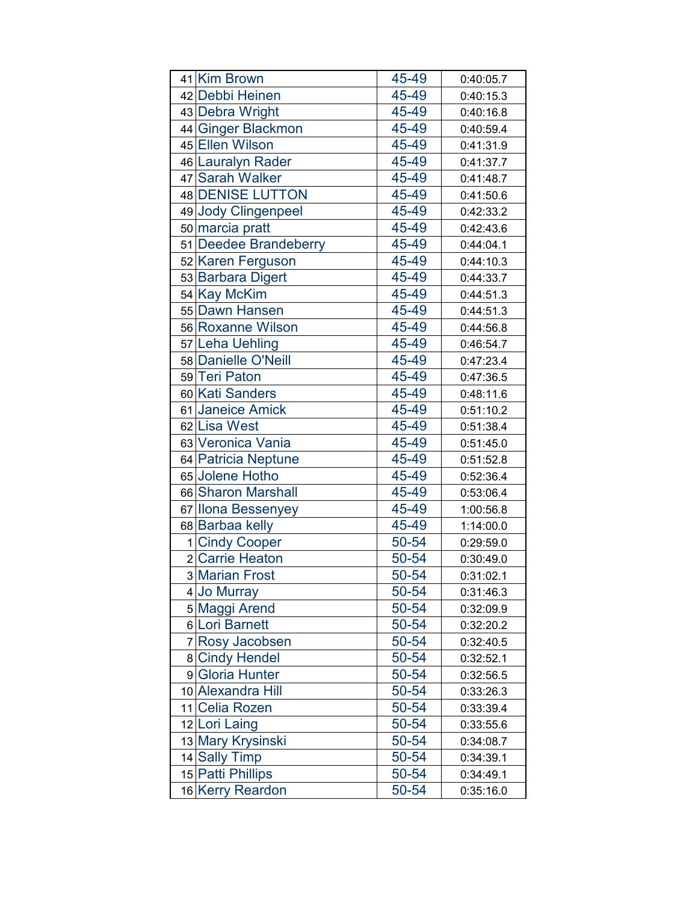| | | | |
|---|---|---|---|
| 41 | Kim Brown | 45-49 | 0:40:05.7 |
| 42 | Debbi Heinen | 45-49 | 0:40:15.3 |
| 43 | Debra Wright | 45-49 | 0:40:16.8 |
| 44 | Ginger Blackmon | 45-49 | 0:40:59.4 |
| 45 | Ellen Wilson | 45-49 | 0:41:31.9 |
| 46 | Lauralyn Rader | 45-49 | 0:41:37.7 |
| 47 | Sarah Walker | 45-49 | 0:41:48.7 |
| 48 | DENISE LUTTON | 45-49 | 0:41:50.6 |
| 49 | Jody Clingenpeel | 45-49 | 0:42:33.2 |
| 50 | marcia pratt | 45-49 | 0:42:43.6 |
| 51 | Deedee Brandeberry | 45-49 | 0:44:04.1 |
| 52 | Karen Ferguson | 45-49 | 0:44:10.3 |
| 53 | Barbara Digert | 45-49 | 0:44:33.7 |
| 54 | Kay McKim | 45-49 | 0:44:51.3 |
| 55 | Dawn Hansen | 45-49 | 0:44:51.3 |
| 56 | Roxanne Wilson | 45-49 | 0:44:56.8 |
| 57 | Leha Uehling | 45-49 | 0:46:54.7 |
| 58 | Danielle O'Neill | 45-49 | 0:47:23.4 |
| 59 | Teri Paton | 45-49 | 0:47:36.5 |
| 60 | Kati Sanders | 45-49 | 0:48:11.6 |
| 61 | Janeice Amick | 45-49 | 0:51:10.2 |
| 62 | Lisa West | 45-49 | 0:51:38.4 |
| 63 | Veronica Vania | 45-49 | 0:51:45.0 |
| 64 | Patricia Neptune | 45-49 | 0:51:52.8 |
| 65 | Jolene Hotho | 45-49 | 0:52:36.4 |
| 66 | Sharon Marshall | 45-49 | 0:53:06.4 |
| 67 | Ilona Bessenyey | 45-49 | 1:00:56.8 |
| 68 | Barbaa kelly | 45-49 | 1:14:00.0 |
| 1 | Cindy Cooper | 50-54 | 0:29:59.0 |
| 2 | Carrie Heaton | 50-54 | 0:30:49.0 |
| 3 | Marian Frost | 50-54 | 0:31:02.1 |
| 4 | Jo Murray | 50-54 | 0:31:46.3 |
| 5 | Maggi Arend | 50-54 | 0:32:09.9 |
| 6 | Lori Barnett | 50-54 | 0:32:20.2 |
| 7 | Rosy Jacobsen | 50-54 | 0:32:40.5 |
| 8 | Cindy Hendel | 50-54 | 0:32:52.1 |
| 9 | Gloria Hunter | 50-54 | 0:32:56.5 |
| 10 | Alexandra Hill | 50-54 | 0:33:26.3 |
| 11 | Celia Rozen | 50-54 | 0:33:39.4 |
| 12 | Lori Laing | 50-54 | 0:33:55.6 |
| 13 | Mary Krysinski | 50-54 | 0:34:08.7 |
| 14 | Sally Timp | 50-54 | 0:34:39.1 |
| 15 | Patti Phillips | 50-54 | 0:34:49.1 |
| 16 | Kerry Reardon | 50-54 | 0:35:16.0 |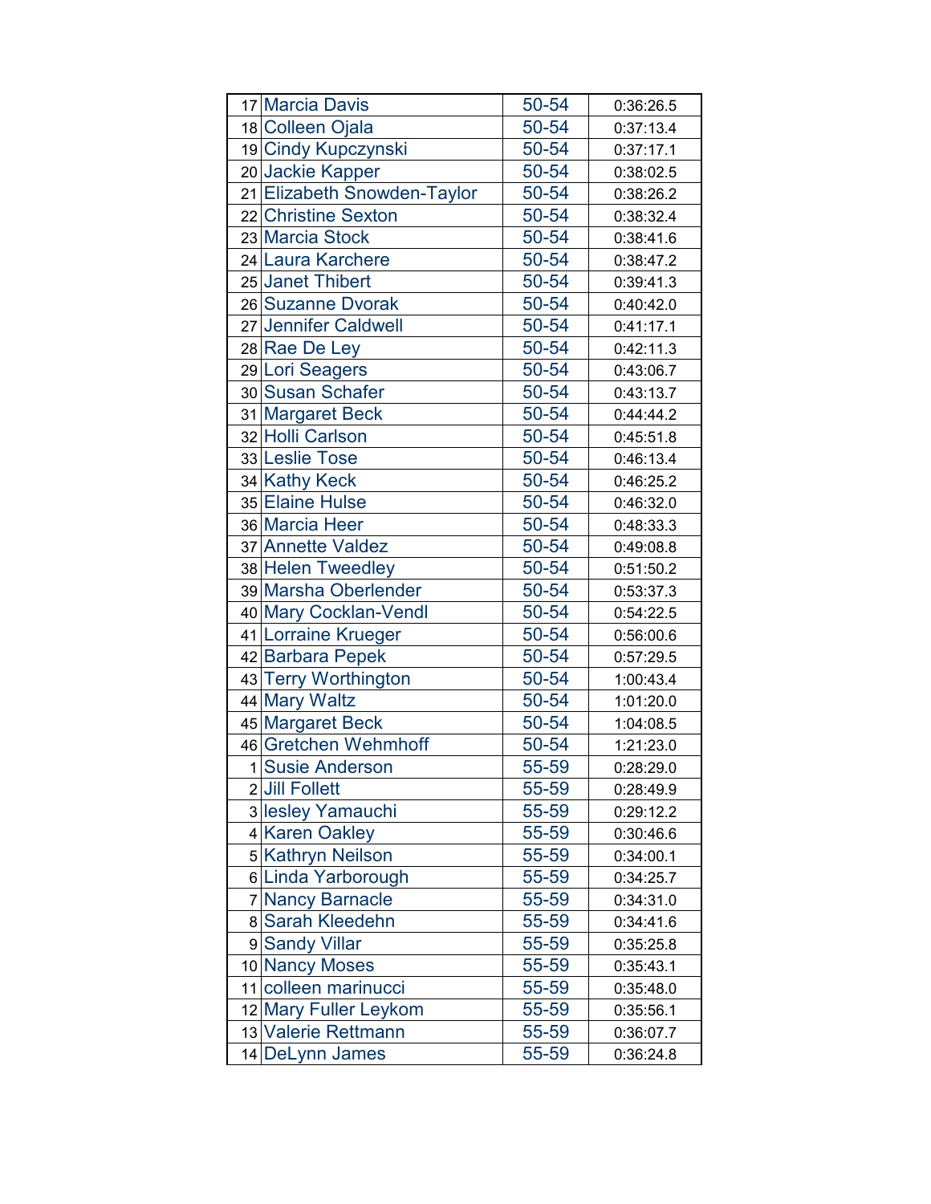| | | | |
|---|---|---|---|
| 17 | Marcia Davis | 50-54 | 0:36:26.5 |
| 18 | Colleen Ojala | 50-54 | 0:37:13.4 |
| 19 | Cindy Kupczynski | 50-54 | 0:37:17.1 |
| 20 | Jackie Kapper | 50-54 | 0:38:02.5 |
| 21 | Elizabeth Snowden-Taylor | 50-54 | 0:38:26.2 |
| 22 | Christine Sexton | 50-54 | 0:38:32.4 |
| 23 | Marcia Stock | 50-54 | 0:38:41.6 |
| 24 | Laura Karchere | 50-54 | 0:38:47.2 |
| 25 | Janet Thibert | 50-54 | 0:39:41.3 |
| 26 | Suzanne Dvorak | 50-54 | 0:40:42.0 |
| 27 | Jennifer Caldwell | 50-54 | 0:41:17.1 |
| 28 | Rae De Ley | 50-54 | 0:42:11.3 |
| 29 | Lori Seagers | 50-54 | 0:43:06.7 |
| 30 | Susan Schafer | 50-54 | 0:43:13.7 |
| 31 | Margaret Beck | 50-54 | 0:44:44.2 |
| 32 | Holli Carlson | 50-54 | 0:45:51.8 |
| 33 | Leslie Tose | 50-54 | 0:46:13.4 |
| 34 | Kathy Keck | 50-54 | 0:46:25.2 |
| 35 | Elaine Hulse | 50-54 | 0:46:32.0 |
| 36 | Marcia Heer | 50-54 | 0:48:33.3 |
| 37 | Annette Valdez | 50-54 | 0:49:08.8 |
| 38 | Helen Tweedley | 50-54 | 0:51:50.2 |
| 39 | Marsha Oberlender | 50-54 | 0:53:37.3 |
| 40 | Mary Cocklan-Vendl | 50-54 | 0:54:22.5 |
| 41 | Lorraine Krueger | 50-54 | 0:56:00.6 |
| 42 | Barbara Pepek | 50-54 | 0:57:29.5 |
| 43 | Terry Worthington | 50-54 | 1:00:43.4 |
| 44 | Mary Waltz | 50-54 | 1:01:20.0 |
| 45 | Margaret Beck | 50-54 | 1:04:08.5 |
| 46 | Gretchen Wehmhoff | 50-54 | 1:21:23.0 |
| 1 | Susie Anderson | 55-59 | 0:28:29.0 |
| 2 | Jill Follett | 55-59 | 0:28:49.9 |
| 3 | lesley Yamauchi | 55-59 | 0:29:12.2 |
| 4 | Karen Oakley | 55-59 | 0:30:46.6 |
| 5 | Kathryn Neilson | 55-59 | 0:34:00.1 |
| 6 | Linda Yarborough | 55-59 | 0:34:25.7 |
| 7 | Nancy Barnacle | 55-59 | 0:34:31.0 |
| 8 | Sarah Kleedehn | 55-59 | 0:34:41.6 |
| 9 | Sandy Villar | 55-59 | 0:35:25.8 |
| 10 | Nancy Moses | 55-59 | 0:35:43.1 |
| 11 | colleen marinucci | 55-59 | 0:35:48.0 |
| 12 | Mary Fuller Leykom | 55-59 | 0:35:56.1 |
| 13 | Valerie Rettmann | 55-59 | 0:36:07.7 |
| 14 | DeLynn James | 55-59 | 0:36:24.8 |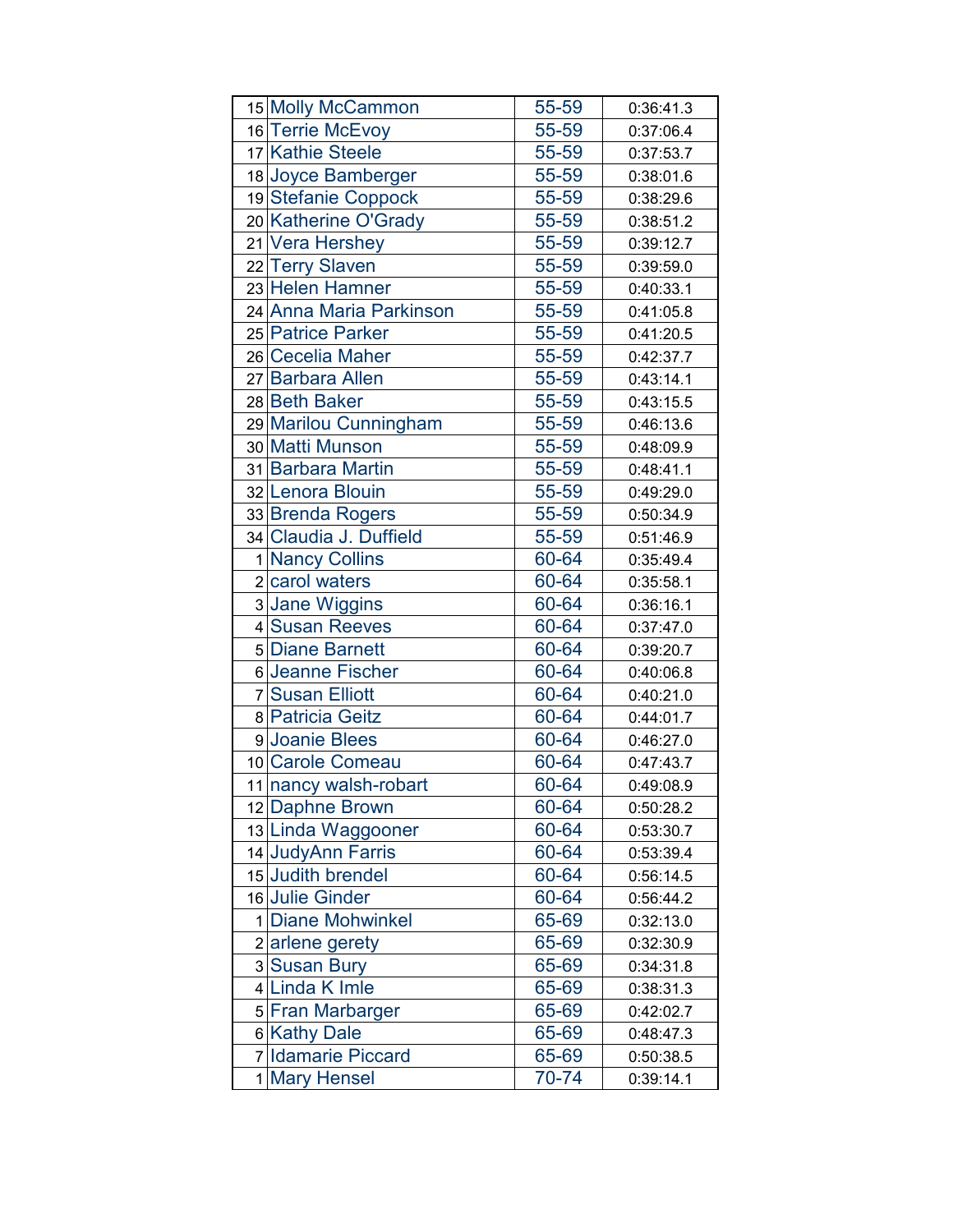| | | | |
|---|---|---|---|
| 15 | Molly McCammon | 55-59 | 0:36:41.3 |
| 16 | Terrie McEvoy | 55-59 | 0:37:06.4 |
| 17 | Kathie Steele | 55-59 | 0:37:53.7 |
| 18 | Joyce Bamberger | 55-59 | 0:38:01.6 |
| 19 | Stefanie Coppock | 55-59 | 0:38:29.6 |
| 20 | Katherine O'Grady | 55-59 | 0:38:51.2 |
| 21 | Vera Hershey | 55-59 | 0:39:12.7 |
| 22 | Terry Slaven | 55-59 | 0:39:59.0 |
| 23 | Helen Hamner | 55-59 | 0:40:33.1 |
| 24 | Anna Maria Parkinson | 55-59 | 0:41:05.8 |
| 25 | Patrice Parker | 55-59 | 0:41:20.5 |
| 26 | Cecelia Maher | 55-59 | 0:42:37.7 |
| 27 | Barbara Allen | 55-59 | 0:43:14.1 |
| 28 | Beth Baker | 55-59 | 0:43:15.5 |
| 29 | Marilou Cunningham | 55-59 | 0:46:13.6 |
| 30 | Matti Munson | 55-59 | 0:48:09.9 |
| 31 | Barbara Martin | 55-59 | 0:48:41.1 |
| 32 | Lenora Blouin | 55-59 | 0:49:29.0 |
| 33 | Brenda Rogers | 55-59 | 0:50:34.9 |
| 34 | Claudia J. Duffield | 55-59 | 0:51:46.9 |
| 1 | Nancy Collins | 60-64 | 0:35:49.4 |
| 2 | carol waters | 60-64 | 0:35:58.1 |
| 3 | Jane Wiggins | 60-64 | 0:36:16.1 |
| 4 | Susan Reeves | 60-64 | 0:37:47.0 |
| 5 | Diane Barnett | 60-64 | 0:39:20.7 |
| 6 | Jeanne Fischer | 60-64 | 0:40:06.8 |
| 7 | Susan Elliott | 60-64 | 0:40:21.0 |
| 8 | Patricia Geitz | 60-64 | 0:44:01.7 |
| 9 | Joanie Blees | 60-64 | 0:46:27.0 |
| 10 | Carole Comeau | 60-64 | 0:47:43.7 |
| 11 | nancy walsh-robart | 60-64 | 0:49:08.9 |
| 12 | Daphne Brown | 60-64 | 0:50:28.2 |
| 13 | Linda Waggooner | 60-64 | 0:53:30.7 |
| 14 | JudyAnn Farris | 60-64 | 0:53:39.4 |
| 15 | Judith brendel | 60-64 | 0:56:14.5 |
| 16 | Julie Ginder | 60-64 | 0:56:44.2 |
| 1 | Diane Mohwinkel | 65-69 | 0:32:13.0 |
| 2 | arlene gerety | 65-69 | 0:32:30.9 |
| 3 | Susan Bury | 65-69 | 0:34:31.8 |
| 4 | Linda K Imle | 65-69 | 0:38:31.3 |
| 5 | Fran Marbarger | 65-69 | 0:42:02.7 |
| 6 | Kathy Dale | 65-69 | 0:48:47.3 |
| 7 | Idamarie Piccard | 65-69 | 0:50:38.5 |
| 1 | Mary Hensel | 70-74 | 0:39:14.1 |